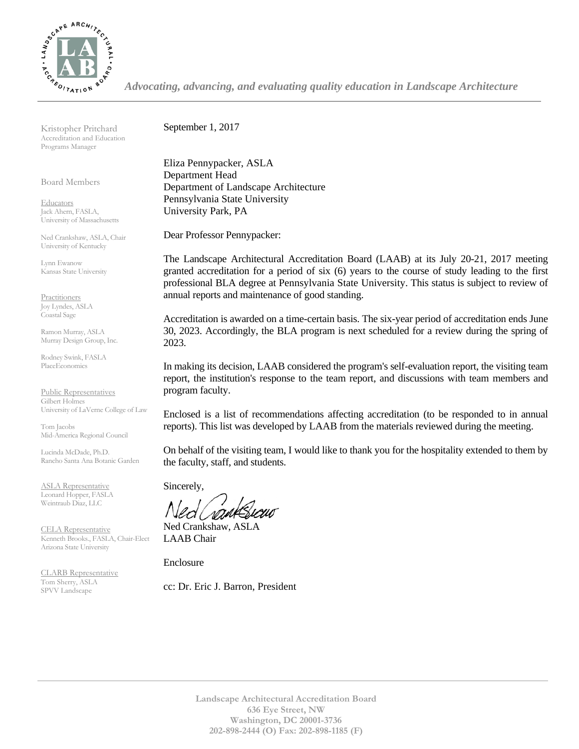*Advocating, advancing, and evaluating quality education in Landscape Architecture*

Kristopher Pritchard
Accreditation and Education Programs Manager

Board Members

Educators
Jack Ahern, FASLA, University of Massachusetts

Ned Crankshaw, ASLA, Chair
University of Kentucky

Lynn Ewanow
Kansas State University

Practitioners
Joy Lyndes, ASLA
Coastal Sage

Ramon Murray, ASLA
Murray Design Group, Inc.

Rodney Swink, FASLA
PlaceEconomics

Public Representatives
Gilbert Holmes
University of LaVerne College of Law

Tom Jacobs
Mid-America Regional Council

Lucinda McDade, Ph.D.
Rancho Santa Ana Botanic Garden

ASLA Representative
Leonard Hopper, FASLA
Weintraub Diaz, LLC

CELA Representative
Kenneth Brooks., FASLA, Chair-Elect
Arizona State University

CLARB Representative
Tom Sherry, ASLA
SPVV Landscape

September 1, 2017

Eliza Pennypacker, ASLA
Department Head
Department of Landscape Architecture
Pennsylvania State University
University Park, PA

Dear Professor Pennypacker:

The Landscape Architectural Accreditation Board (LAAB) at its July 20-21, 2017 meeting granted accreditation for a period of six (6) years to the course of study leading to the first professional BLA degree at Pennsylvania State University. This status is subject to review of annual reports and maintenance of good standing.

Accreditation is awarded on a time-certain basis. The six-year period of accreditation ends June 30, 2023. Accordingly, the BLA program is next scheduled for a review during the spring of 2023.

In making its decision, LAAB considered the program's self-evaluation report, the visiting team report, the institution's response to the team report, and discussions with team members and program faculty.

Enclosed is a list of recommendations affecting accreditation (to be responded to in annual reports). This list was developed by LAAB from the materials reviewed during the meeting.

On behalf of the visiting team, I would like to thank you for the hospitality extended to them by the faculty, staff, and students.

Sincerely,

Ned Crankshaw, ASLA
LAAB Chair

Enclosure

cc: Dr. Eric J. Barron, President

**Landscape Architectural Accreditation Board**
**636 Eye Street, NW**
**Washington, DC 20001-3736**
**202-898-2444 (O) Fax: 202-898-1185 (F)**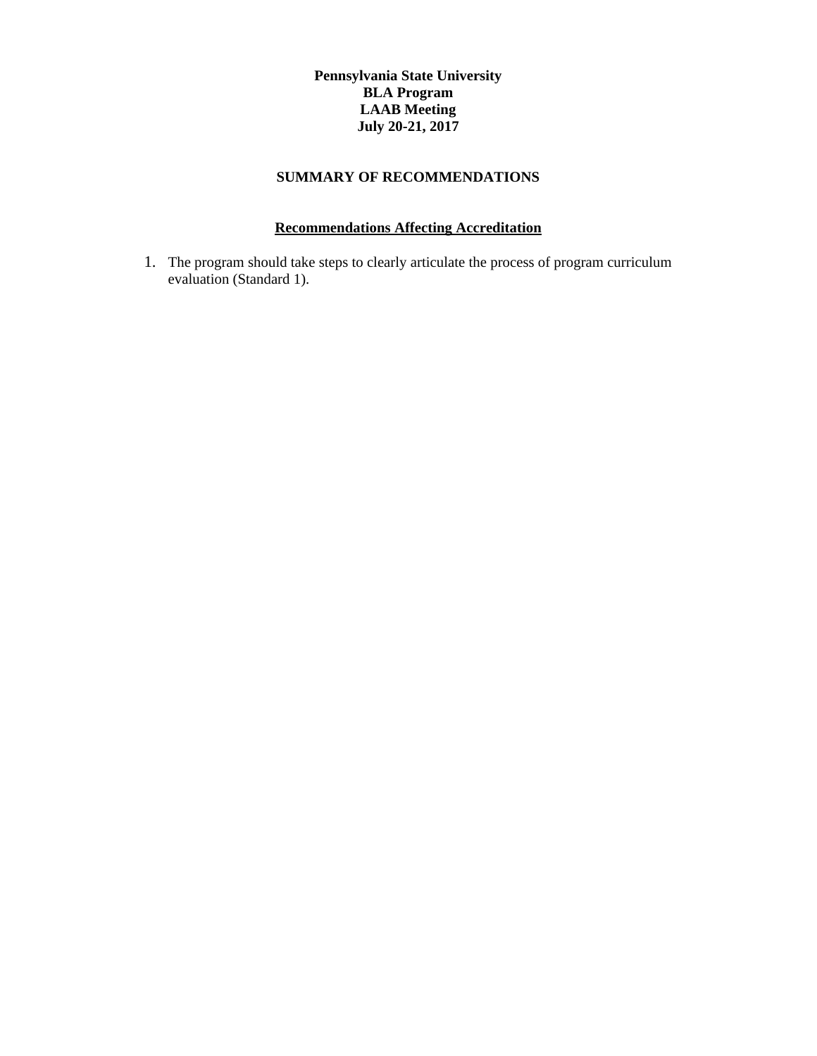**Pennsylvania State University**
**BLA Program**
**LAAB Meeting**
**July 20-21, 2017**

## SUMMARY OF RECOMMENDATIONS

### Recommendations Affecting Accreditation

1. The program should take steps to clearly articulate the process of program curriculum evaluation (Standard 1).